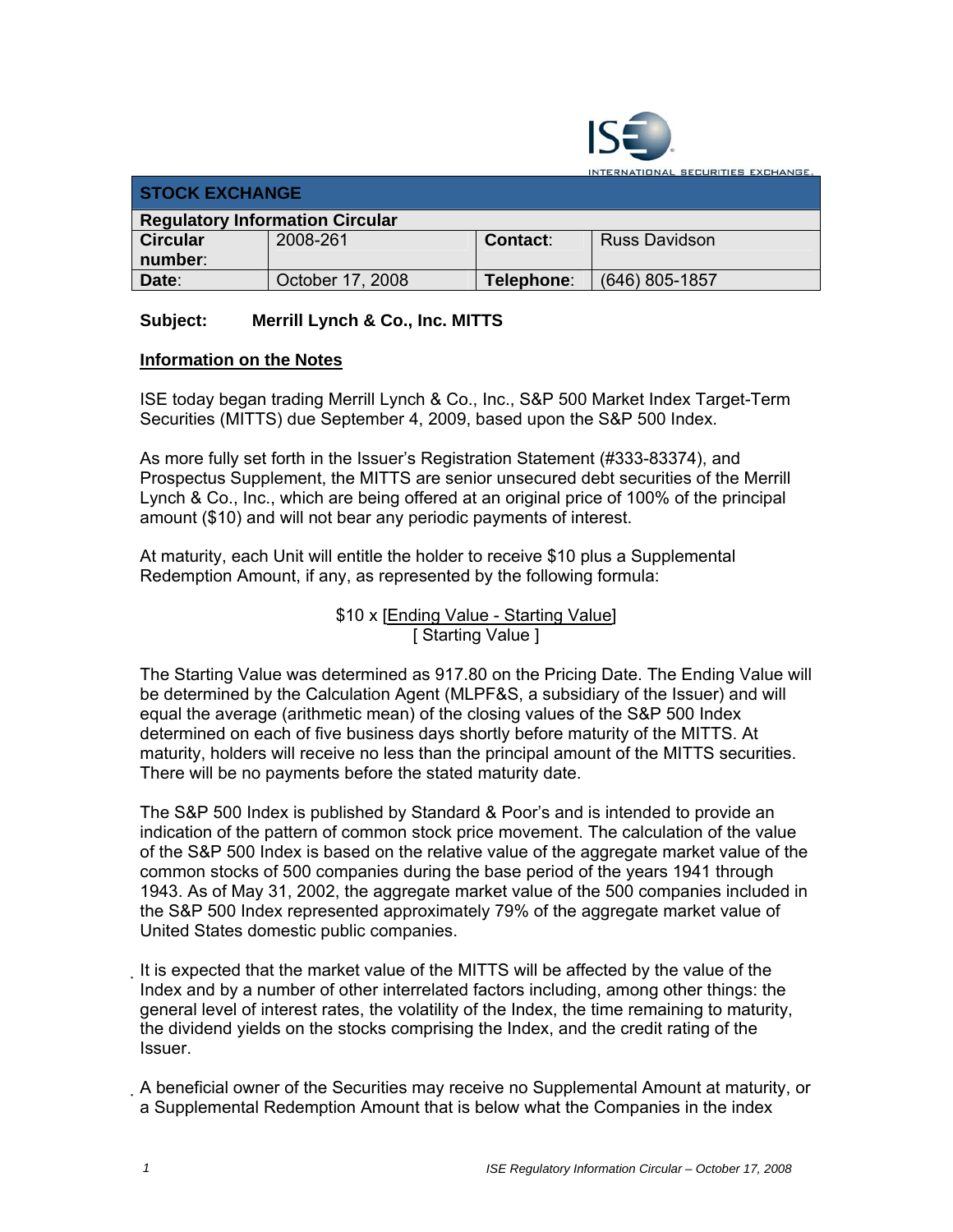INTERNATIONAL SECURITIES EXCHANGE

| STOCK EXCHANGE | | | |
|---|---|---|---|
| **Regulatory Information Circular** | | | |
| **Circular number:** | 2008-261 | **Contact:** | Russ Davidson |
| **Date:** | October 17, 2008 | **Telephone:** | (646) 805-1857 |

**Subject: Merrill Lynch & Co., Inc. MITTS**

**Information on the Notes**

ISE today began trading Merrill Lynch & Co., Inc., S&P 500 Market Index Target-Term Securities (MITTS) due September 4, 2009, based upon the S&P 500 Index.

As more fully set forth in the Issuer's Registration Statement (#333-83374), and Prospectus Supplement, the MITTS are senior unsecured debt securities of the Merrill Lynch & Co., Inc., which are being offered at an original price of 100% of the principal amount ($10) and will not bear any periodic payments of interest.

At maturity, each Unit will entitle the holder to receive $10 plus a Supplemental Redemption Amount, if any, as represented by the following formula:

$$\$10 \times \frac{[\text{Ending Value} - \text{Starting Value}]}{[\text{ Starting Value }]}$$

The Starting Value was determined as 917.80 on the Pricing Date. The Ending Value will be determined by the Calculation Agent (MLPF&S, a subsidiary of the Issuer) and will equal the average (arithmetic mean) of the closing values of the S&P 500 Index determined on each of five business days shortly before maturity of the MITTS. At maturity, holders will receive no less than the principal amount of the MITTS securities. There will be no payments before the stated maturity date.

The S&P 500 Index is published by Standard & Poor's and is intended to provide an indication of the pattern of common stock price movement. The calculation of the value of the S&P 500 Index is based on the relative value of the aggregate market value of the common stocks of 500 companies during the base period of the years 1941 through 1943. As of May 31, 2002, the aggregate market value of the 500 companies included in the S&P 500 Index represented approximately 79% of the aggregate market value of United States domestic public companies.

- It is expected that the market value of the MITTS will be affected by the value of the Index and by a number of other interrelated factors including, among other things: the general level of interest rates, the volatility of the Index, the time remaining to maturity, the dividend yields on the stocks comprising the Index, and the credit rating of the Issuer.

- A beneficial owner of the Securities may receive no Supplemental Amount at maturity, or a Supplemental Redemption Amount that is below what the Companies in the index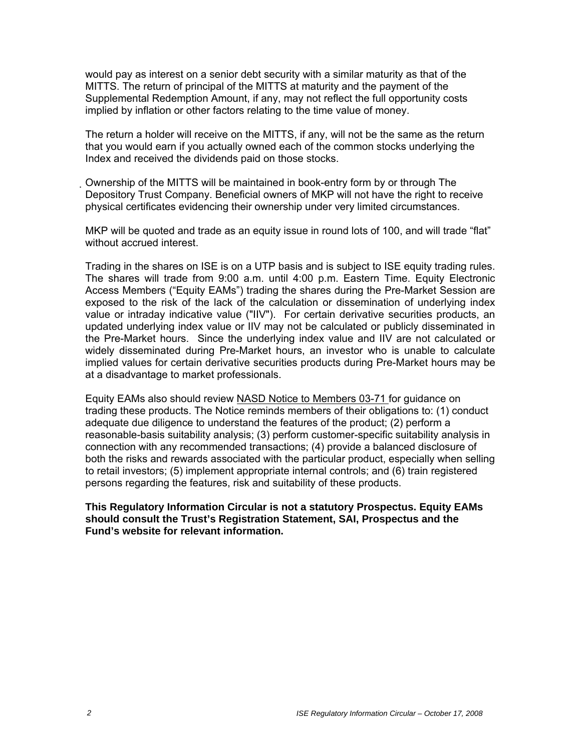would pay as interest on a senior debt security with a similar maturity as that of the MITTS. The return of principal of the MITTS at maturity and the payment of the Supplemental Redemption Amount, if any, may not reflect the full opportunity costs implied by inflation or other factors relating to the time value of money.

The return a holder will receive on the MITTS, if any, will not be the same as the return that you would earn if you actually owned each of the common stocks underlying the Index and received the dividends paid on those stocks.

Ownership of the MITTS will be maintained in book-entry form by or through The Depository Trust Company. Beneficial owners of MKP will not have the right to receive physical certificates evidencing their ownership under very limited circumstances.

MKP will be quoted and trade as an equity issue in round lots of 100, and will trade "flat" without accrued interest.

Trading in the shares on ISE is on a UTP basis and is subject to ISE equity trading rules. The shares will trade from 9:00 a.m. until 4:00 p.m. Eastern Time. Equity Electronic Access Members ("Equity EAMs") trading the shares during the Pre-Market Session are exposed to the risk of the lack of the calculation or dissemination of underlying index value or intraday indicative value ("IIV"). For certain derivative securities products, an updated underlying index value or IIV may not be calculated or publicly disseminated in the Pre-Market hours. Since the underlying index value and IIV are not calculated or widely disseminated during Pre-Market hours, an investor who is unable to calculate implied values for certain derivative securities products during Pre-Market hours may be at a disadvantage to market professionals.

Equity EAMs also should review NASD Notice to Members 03-71 for guidance on trading these products. The Notice reminds members of their obligations to: (1) conduct adequate due diligence to understand the features of the product; (2) perform a reasonable-basis suitability analysis; (3) perform customer-specific suitability analysis in connection with any recommended transactions; (4) provide a balanced disclosure of both the risks and rewards associated with the particular product, especially when selling to retail investors; (5) implement appropriate internal controls; and (6) train registered persons regarding the features, risk and suitability of these products.

**This Regulatory Information Circular is not a statutory Prospectus. Equity EAMs should consult the Trust's Registration Statement, SAI, Prospectus and the Fund's website for relevant information.**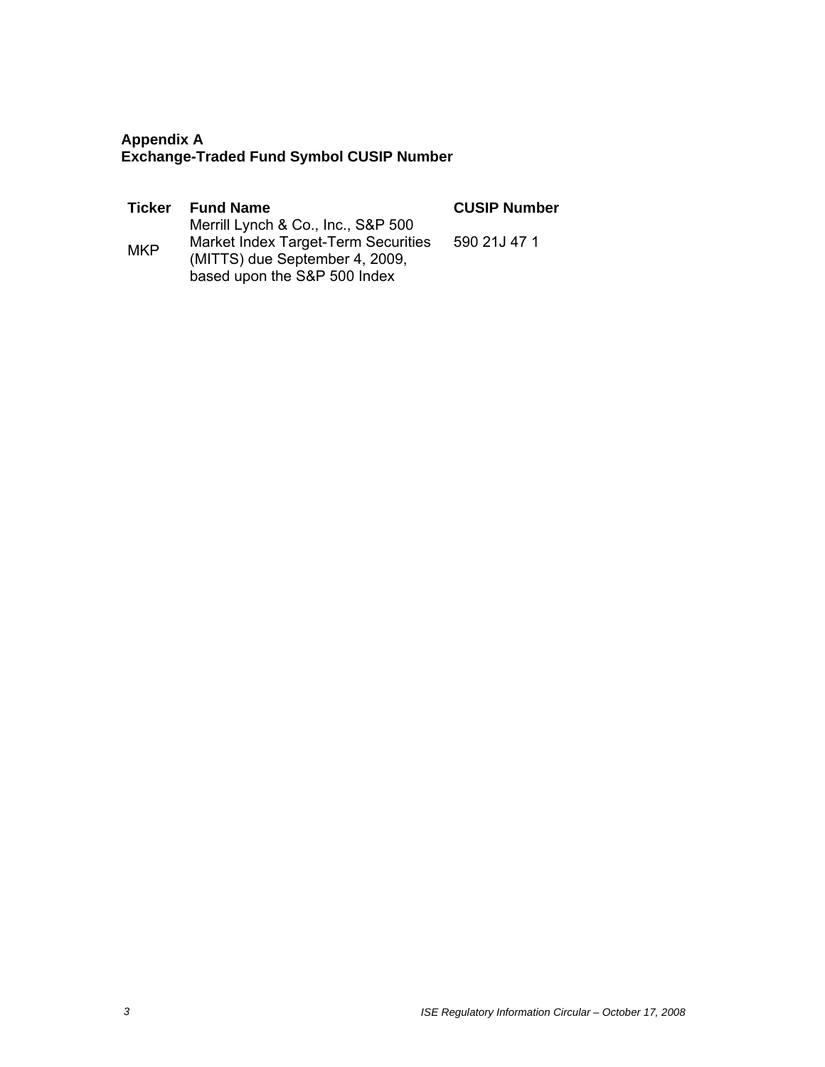**Appendix A**
**Exchange-Traded Fund Symbol CUSIP Number**

| Ticker | Fund Name | CUSIP Number |
|---|---|---|
| MKP | Merrill Lynch & Co., Inc., S&P 500 Market Index Target-Term Securities (MITTS) due September 4, 2009, based upon the S&P 500 Index | 590 21J 47 1 |